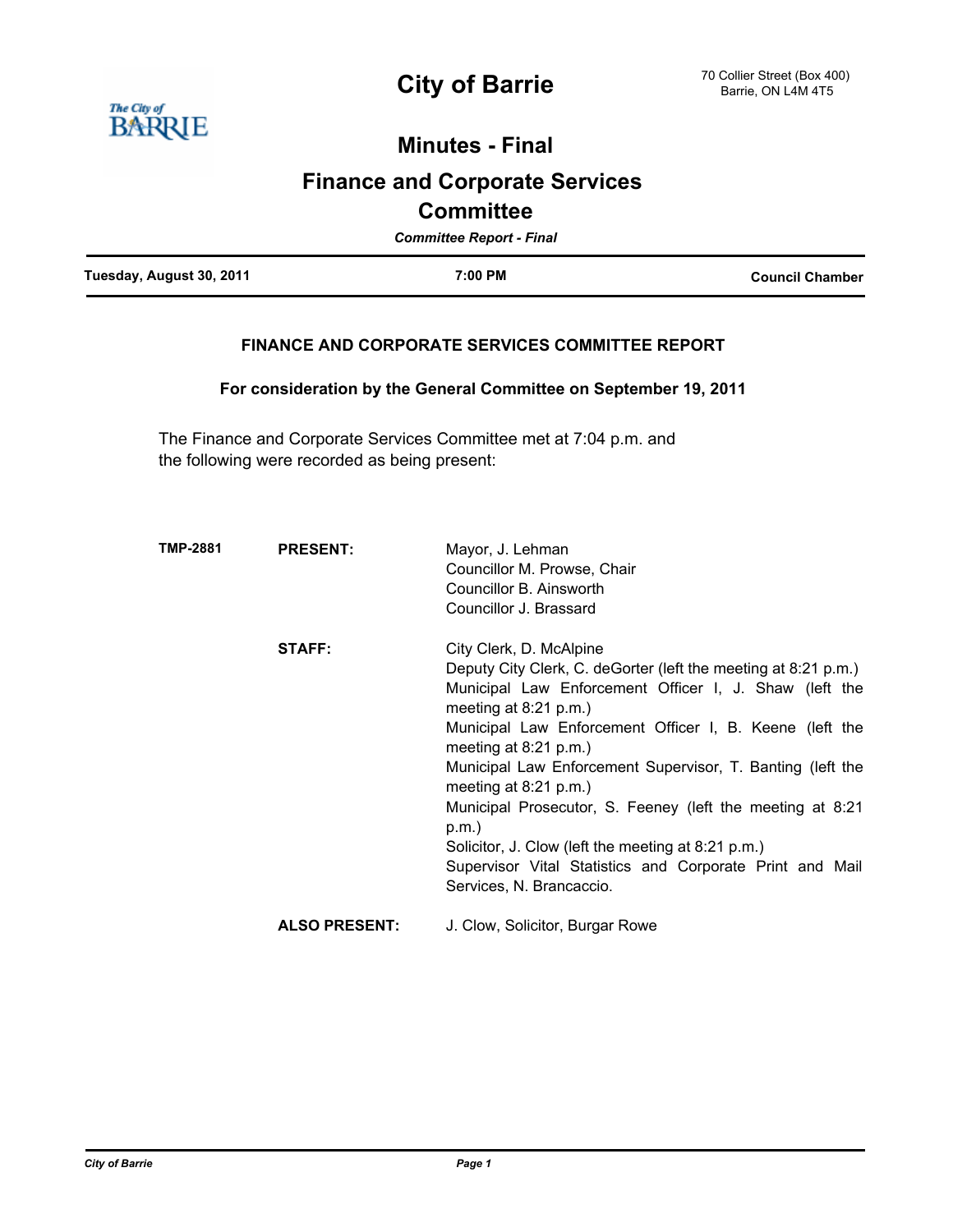# City of Barrie

70 Collier Street (Box 400)
Barrie, ON L4M 4T5

## Minutes - Final

## Finance and Corporate Services Committee

*Committee Report - Final*

| Tuesday, August 30, 2011 | 7:00 PM | Council Chamber |
|---|---|---|

### FINANCE AND CORPORATE SERVICES COMMITTEE REPORT

**For consideration by the General Committee on September 19, 2011**

The Finance and Corporate Services Committee met at 7:04 p.m. and the following were recorded as being present:

**TMP-2881**

**PRESENT:**

Mayor, J. Lehman
Councillor M. Prowse, Chair
Councillor B. Ainsworth
Councillor J. Brassard

**STAFF:**

City Clerk, D. McAlpine
Deputy City Clerk, C. deGorter (left the meeting at 8:21 p.m.)
Municipal Law Enforcement Officer I, J. Shaw (left the meeting at 8:21 p.m.)
Municipal Law Enforcement Officer I, B. Keene (left the meeting at 8:21 p.m.)
Municipal Law Enforcement Supervisor, T. Banting (left the meeting at 8:21 p.m.)
Municipal Prosecutor, S. Feeney (left the meeting at 8:21 p.m.)
Solicitor, J. Clow (left the meeting at 8:21 p.m.)
Supervisor Vital Statistics and Corporate Print and Mail Services, N. Brancaccio.

**ALSO PRESENT:**

J. Clow, Solicitor, Burgar Rowe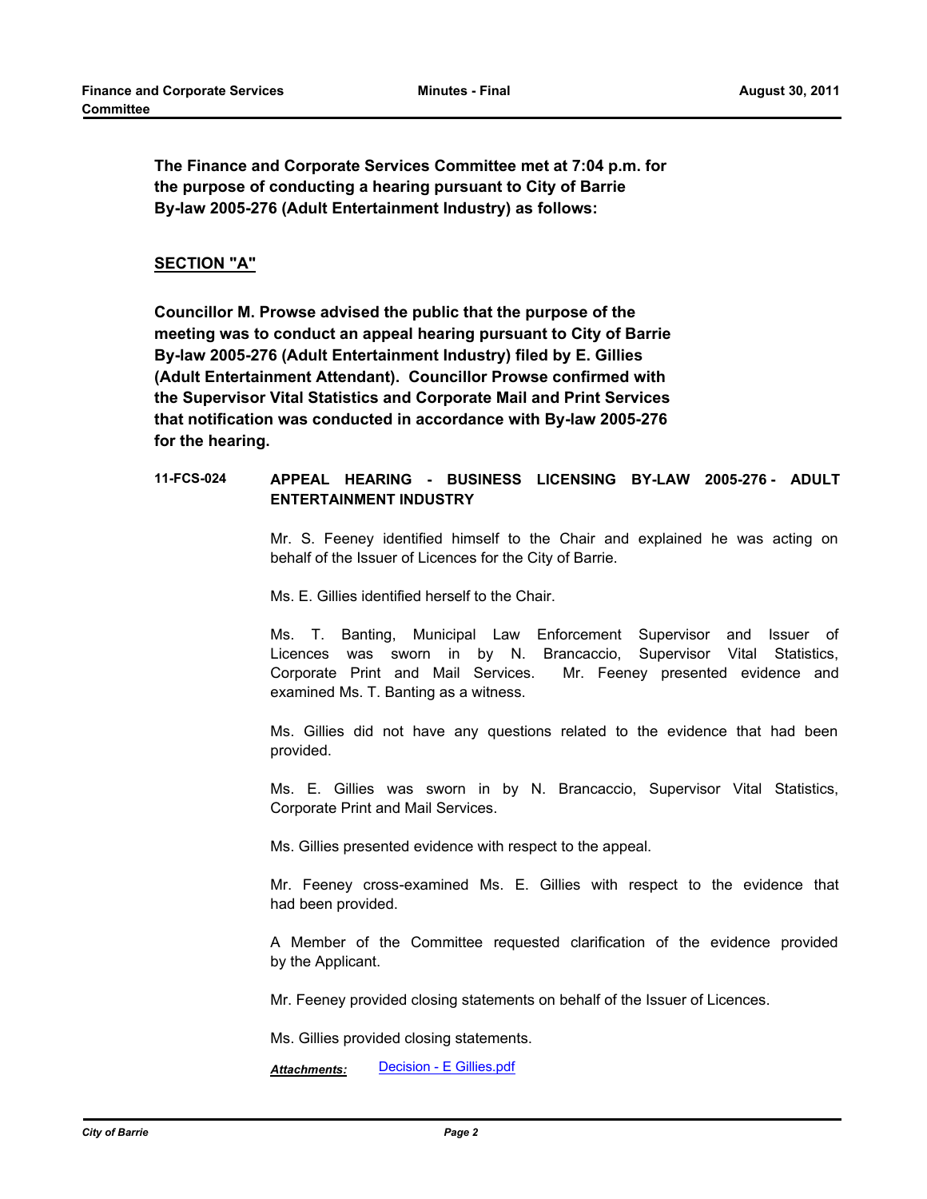**The Finance and Corporate Services Committee met at 7:04 p.m. for the purpose of conducting a hearing pursuant to City of Barrie By-law 2005-276 (Adult Entertainment Industry) as follows:**

## SECTION "A"

**Councillor M. Prowse advised the public that the purpose of the meeting was to conduct an appeal hearing pursuant to City of Barrie By-law 2005-276 (Adult Entertainment Industry) filed by E. Gillies (Adult Entertainment Attendant). Councillor Prowse confirmed with the Supervisor Vital Statistics and Corporate Mail and Print Services that notification was conducted in accordance with By-law 2005-276 for the hearing.**

### 11-FCS-024 APPEAL HEARING - BUSINESS LICENSING BY-LAW 2005-276 - ADULT ENTERTAINMENT INDUSTRY

Mr. S. Feeney identified himself to the Chair and explained he was acting on behalf of the Issuer of Licences for the City of Barrie.

Ms. E. Gillies identified herself to the Chair.

Ms. T. Banting, Municipal Law Enforcement Supervisor and Issuer of Licences was sworn in by N. Brancaccio, Supervisor Vital Statistics, Corporate Print and Mail Services. Mr. Feeney presented evidence and examined Ms. T. Banting as a witness.

Ms. Gillies did not have any questions related to the evidence that had been provided.

Ms. E. Gillies was sworn in by N. Brancaccio, Supervisor Vital Statistics, Corporate Print and Mail Services.

Ms. Gillies presented evidence with respect to the appeal.

Mr. Feeney cross-examined Ms. E. Gillies with respect to the evidence that had been provided.

A Member of the Committee requested clarification of the evidence provided by the Applicant.

Mr. Feeney provided closing statements on behalf of the Issuer of Licences.

Ms. Gillies provided closing statements.

***Attachments:*** Decision - E Gillies.pdf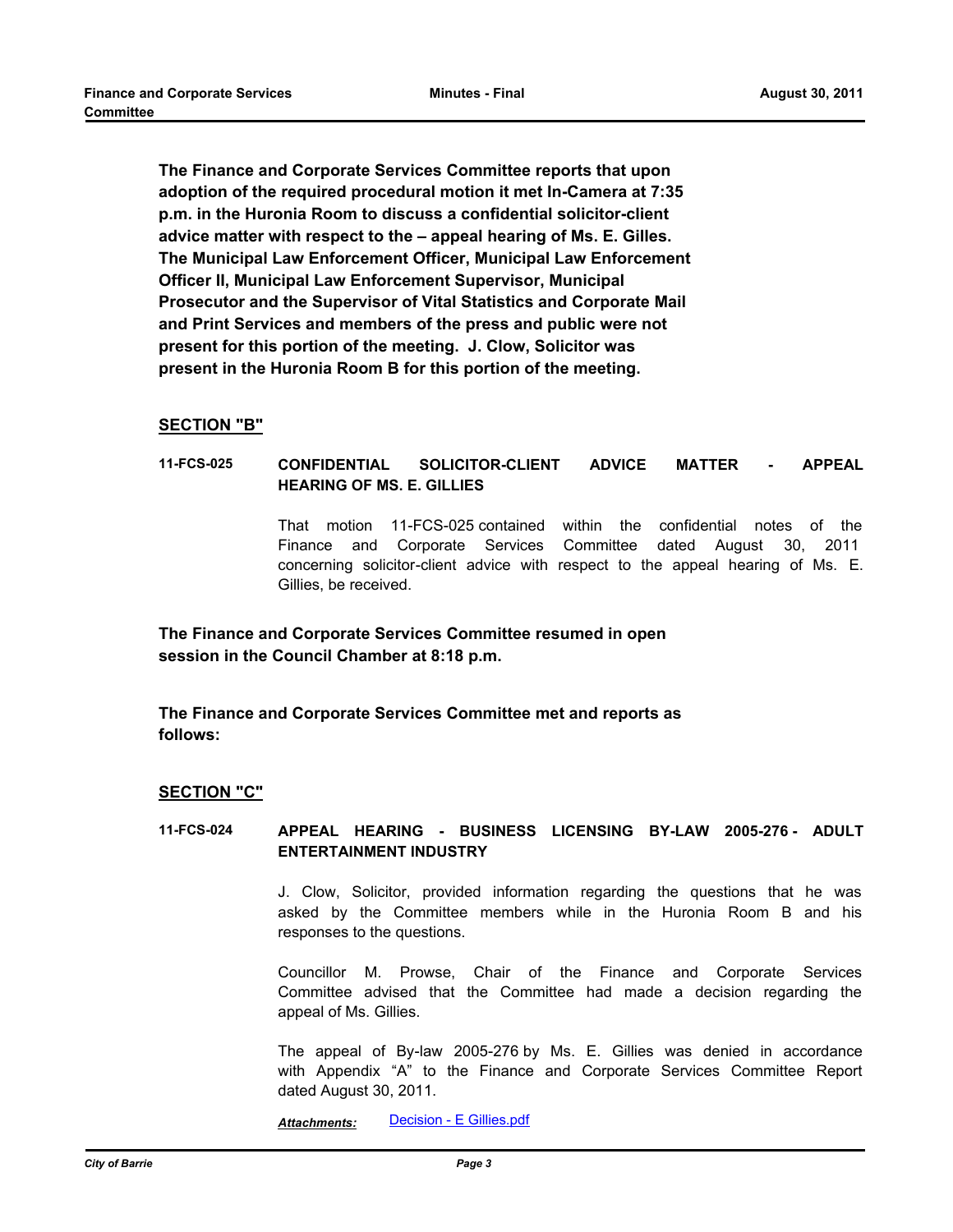**The Finance and Corporate Services Committee reports that upon adoption of the required procedural motion it met In-Camera at 7:35 p.m. in the Huronia Room to discuss a confidential solicitor-client advice matter with respect to the – appeal hearing of Ms. E. Gilles. The Municipal Law Enforcement Officer, Municipal Law Enforcement Officer II, Municipal Law Enforcement Supervisor, Municipal Prosecutor and the Supervisor of Vital Statistics and Corporate Mail and Print Services and members of the press and public were not present for this portion of the meeting. J. Clow, Solicitor was present in the Huronia Room B for this portion of the meeting.**

## SECTION "B"

**11-FCS-025 CONFIDENTIAL SOLICITOR-CLIENT ADVICE MATTER - APPEAL HEARING OF MS. E. GILLIES**

That motion 11-FCS-025 contained within the confidential notes of the Finance and Corporate Services Committee dated August 30, 2011 concerning solicitor-client advice with respect to the appeal hearing of Ms. E. Gillies, be received.

**The Finance and Corporate Services Committee resumed in open session in the Council Chamber at 8:18 p.m.**

**The Finance and Corporate Services Committee met and reports as follows:**

## SECTION "C"

**11-FCS-024 APPEAL HEARING - BUSINESS LICENSING BY-LAW 2005-276 - ADULT ENTERTAINMENT INDUSTRY**

J. Clow, Solicitor, provided information regarding the questions that he was asked by the Committee members while in the Huronia Room B and his responses to the questions.

Councillor M. Prowse, Chair of the Finance and Corporate Services Committee advised that the Committee had made a decision regarding the appeal of Ms. Gillies.

The appeal of By-law 2005-276 by Ms. E. Gillies was denied in accordance with Appendix "A" to the Finance and Corporate Services Committee Report dated August 30, 2011.

***Attachments:*** Decision - E Gillies.pdf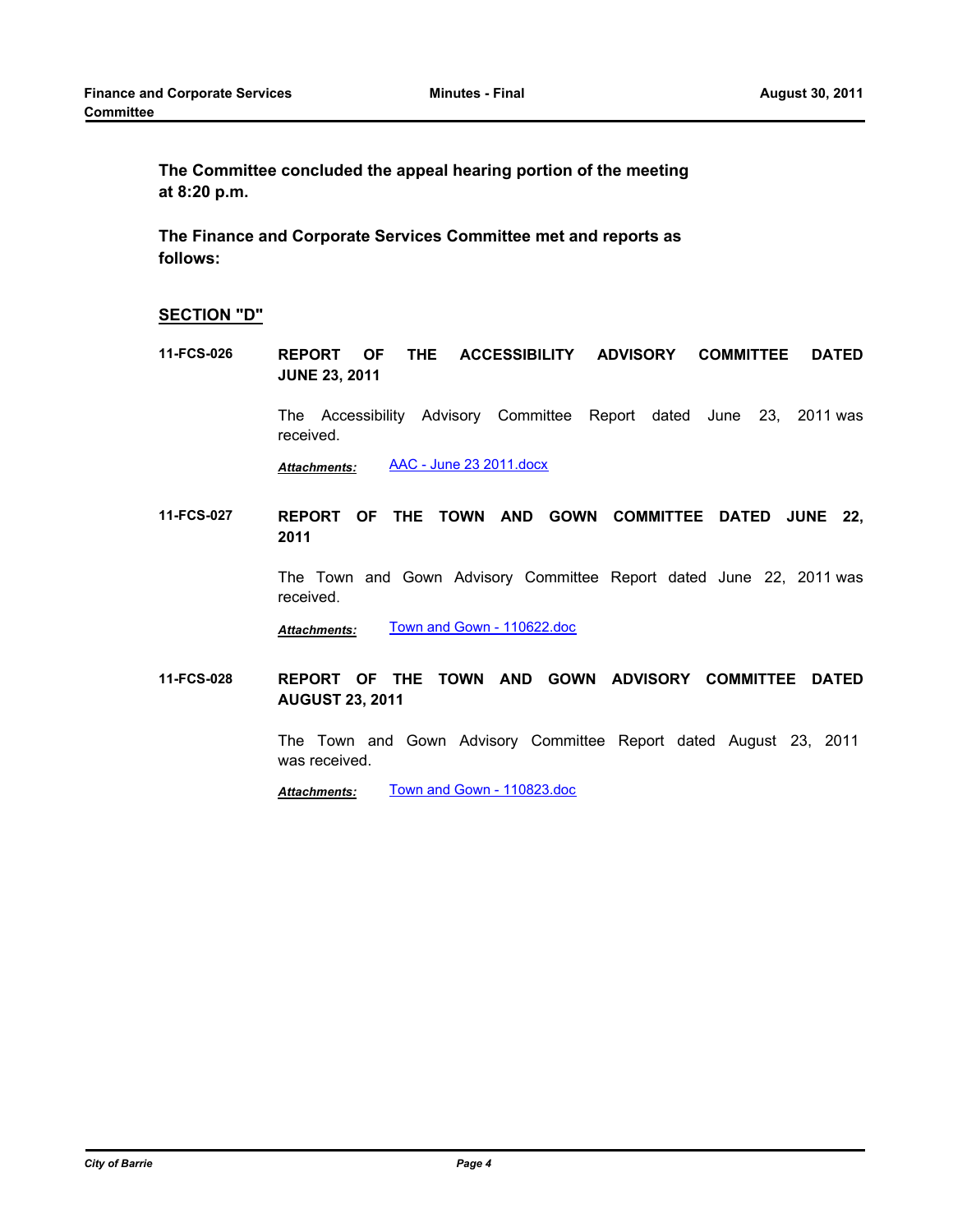**The Committee concluded the appeal hearing portion of the meeting at 8:20 p.m.**

**The Finance and Corporate Services Committee met and reports as follows:**

## SECTION "D"

**11-FCS-026 REPORT OF THE ACCESSIBILITY ADVISORY COMMITTEE DATED JUNE 23, 2011**

The Accessibility Advisory Committee Report dated June 23, 2011 was received.

***Attachments:*** AAC - June 23 2011.docx

**11-FCS-027 REPORT OF THE TOWN AND GOWN COMMITTEE DATED JUNE 22, 2011**

The Town and Gown Advisory Committee Report dated June 22, 2011 was received.

***Attachments:*** Town and Gown - 110622.doc

**11-FCS-028 REPORT OF THE TOWN AND GOWN ADVISORY COMMITTEE DATED AUGUST 23, 2011**

The Town and Gown Advisory Committee Report dated August 23, 2011 was received.

***Attachments:*** Town and Gown - 110823.doc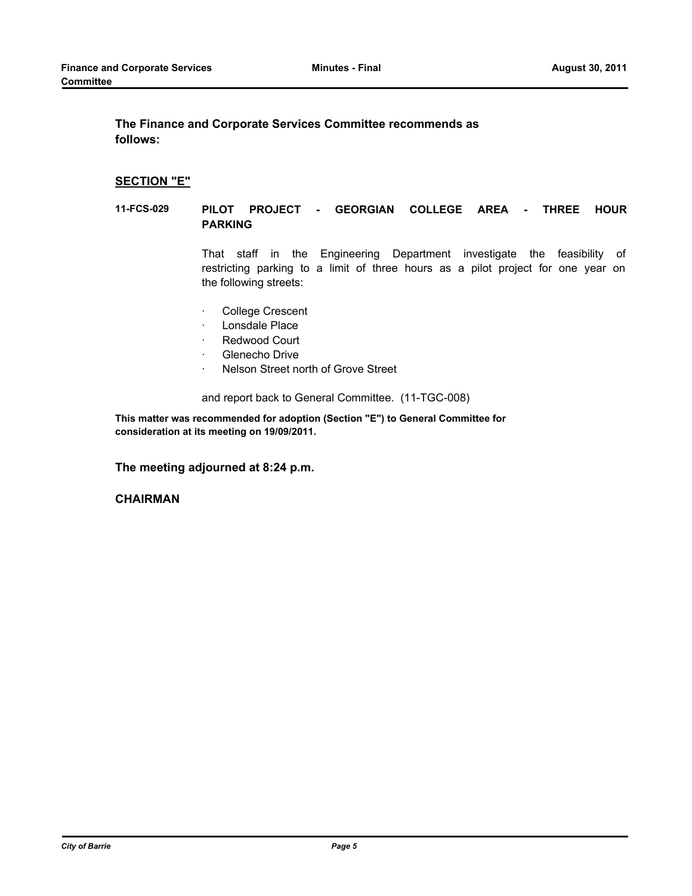**The Finance and Corporate Services Committee recommends as follows:**

## SECTION "E"

**11-FCS-029** **PILOT PROJECT - GEORGIAN COLLEGE AREA - THREE HOUR PARKING**

That staff in the Engineering Department investigate the feasibility of restricting parking to a limit of three hours as a pilot project for one year on the following streets:

- College Crescent
- Lonsdale Place
- Redwood Court
- Glenecho Drive
- Nelson Street north of Grove Street

and report back to General Committee. (11-TGC-008)

**This matter was recommended for adoption (Section "E") to General Committee for consideration at its meeting on 19/09/2011.**

**The meeting adjourned at 8:24 p.m.**

**CHAIRMAN**